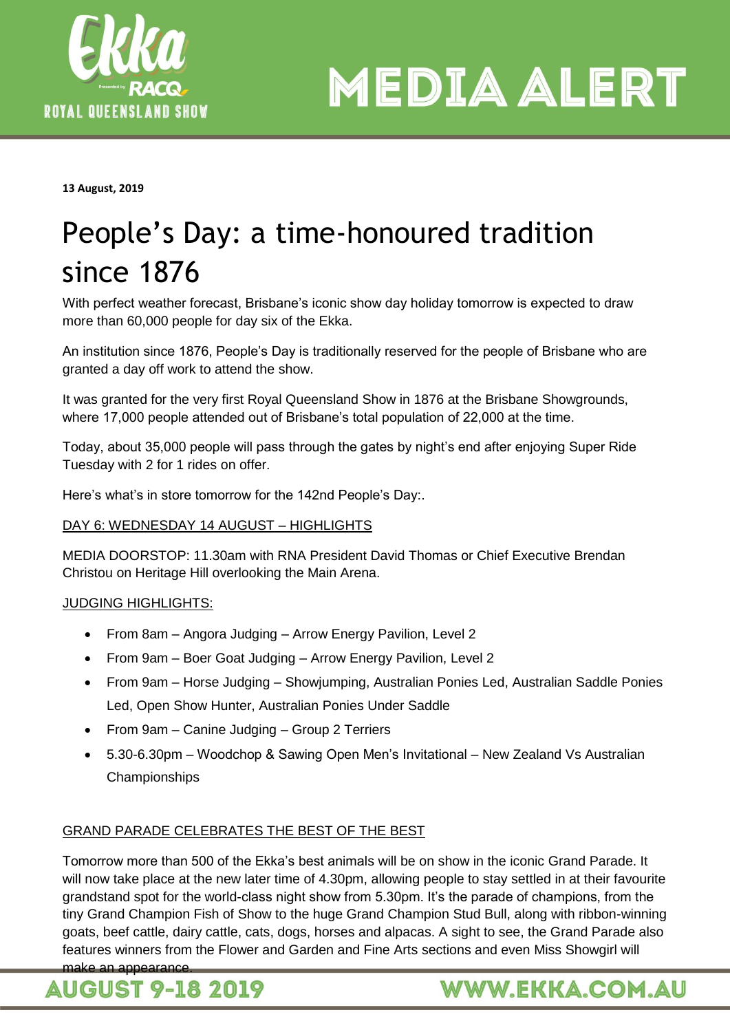**MEDIA ALERT**

**13 August, 2019**

# People's Day: a time-honoured tradition since 1876

With perfect weather forecast, Brisbane's iconic show day holiday tomorrow is expected to draw more than 60,000 people for day six of the Ekka.

An institution since 1876, People's Day is traditionally reserved for the people of Brisbane who are granted a day off work to attend the show.

It was granted for the very first Royal Queensland Show in 1876 at the Brisbane Showgrounds, where 17,000 people attended out of Brisbane's total population of 22,000 at the time.

Today, about 35,000 people will pass through the gates by night's end after enjoying Super Ride Tuesday with 2 for 1 rides on offer.

Here's what's in store tomorrow for the 142nd People's Day:.

DAY 6: WEDNESDAY 14 AUGUST – HIGHLIGHTS

MEDIA DOORSTOP: 11.30am with RNA President David Thomas or Chief Executive Brendan Christou on Heritage Hill overlooking the Main Arena.

JUDGING HIGHLIGHTS:

- From 8am – Angora Judging – Arrow Energy Pavilion, Level 2
- From 9am – Boer Goat Judging – Arrow Energy Pavilion, Level 2
- From 9am – Horse Judging – Showjumping, Australian Ponies Led, Australian Saddle Ponies Led, Open Show Hunter, Australian Ponies Under Saddle
- From 9am – Canine Judging – Group 2 Terriers
- 5.30-6.30pm – Woodchop & Sawing Open Men's Invitational – New Zealand Vs Australian Championships

GRAND PARADE CELEBRATES THE BEST OF THE BEST

Tomorrow more than 500 of the Ekka's best animals will be on show in the iconic Grand Parade. It will now take place at the new later time of 4.30pm, allowing people to stay settled in at their favourite grandstand spot for the world-class night show from 5.30pm. It's the parade of champions, from the tiny Grand Champion Fish of Show to the huge Grand Champion Stud Bull, along with ribbon-winning goats, beef cattle, dairy cattle, cats, dogs, horses and alpacas. A sight to see, the Grand Parade also features winners from the Flower and Garden and Fine Arts sections and even Miss Showgirl will make an appearance.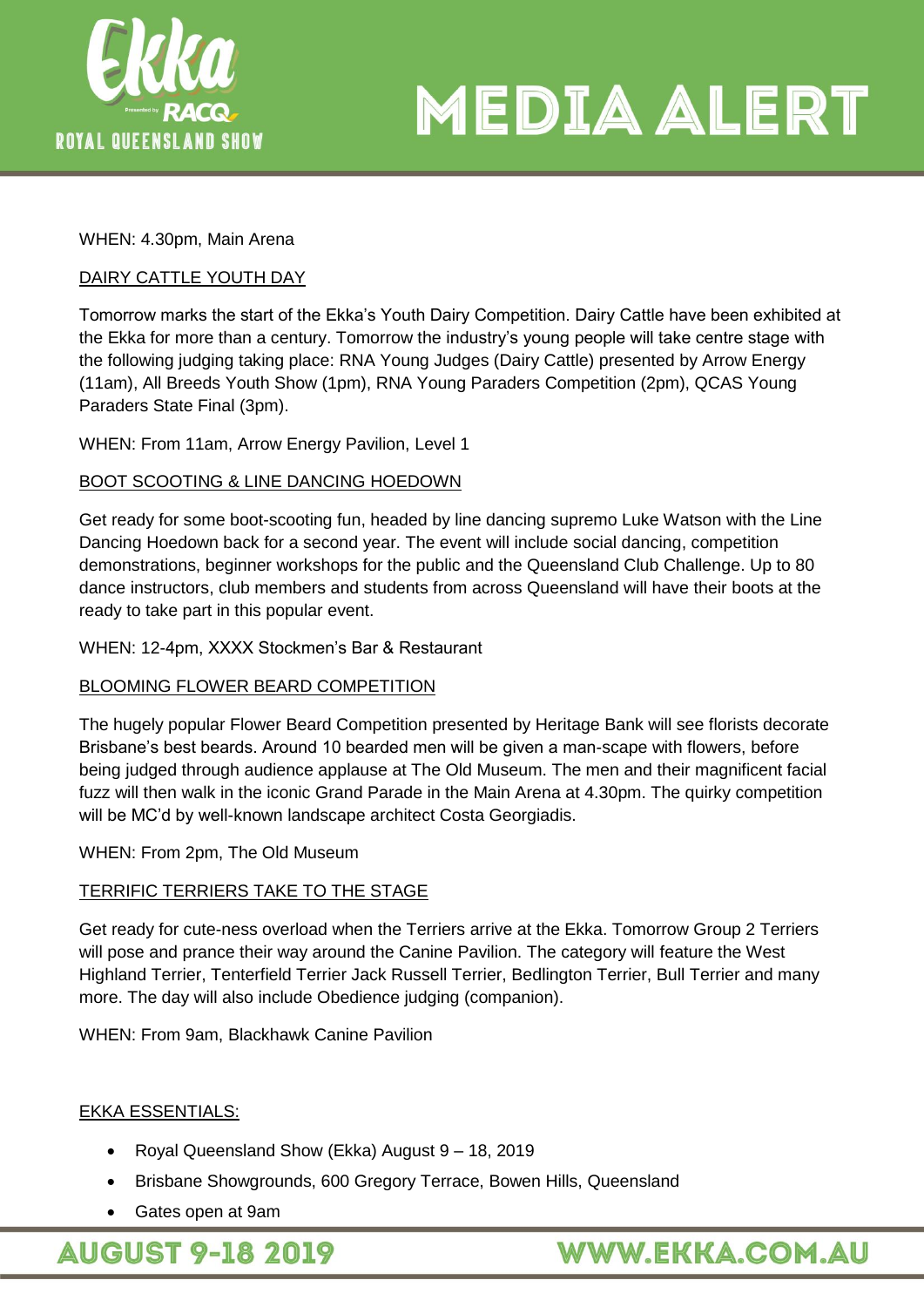WHEN: 4.30pm, Main Arena

DAIRY CATTLE YOUTH DAY

Tomorrow marks the start of the Ekka's Youth Dairy Competition. Dairy Cattle have been exhibited at the Ekka for more than a century. Tomorrow the industry's young people will take centre stage with the following judging taking place: RNA Young Judges (Dairy Cattle) presented by Arrow Energy (11am), All Breeds Youth Show (1pm), RNA Young Paraders Competition (2pm), QCAS Young Paraders State Final (3pm).

WHEN: From 11am, Arrow Energy Pavilion, Level 1

BOOT SCOOTING & LINE DANCING HOEDOWN

Get ready for some boot-scooting fun, headed by line dancing supremo Luke Watson with the Line Dancing Hoedown back for a second year. The event will include social dancing, competition demonstrations, beginner workshops for the public and the Queensland Club Challenge. Up to 80 dance instructors, club members and students from across Queensland will have their boots at the ready to take part in this popular event.

WHEN: 12-4pm, XXXX Stockmen's Bar & Restaurant

BLOOMING FLOWER BEARD COMPETITION

The hugely popular Flower Beard Competition presented by Heritage Bank will see florists decorate Brisbane's best beards. Around 10 bearded men will be given a man-scape with flowers, before being judged through audience applause at The Old Museum. The men and their magnificent facial fuzz will then walk in the iconic Grand Parade in the Main Arena at 4.30pm. The quirky competition will be MC'd by well-known landscape architect Costa Georgiadis.

WHEN: From 2pm, The Old Museum

TERRIFIC TERRIERS TAKE TO THE STAGE

Get ready for cute-ness overload when the Terriers arrive at the Ekka. Tomorrow Group 2 Terriers will pose and prance their way around the Canine Pavilion. The category will feature the West Highland Terrier, Tenterfield Terrier Jack Russell Terrier, Bedlington Terrier, Bull Terrier and many more. The day will also include Obedience judging (companion).

WHEN: From 9am, Blackhawk Canine Pavilion

EKKA ESSENTIALS:

- Royal Queensland Show (Ekka) August 9 – 18, 2019
- Brisbane Showgrounds, 600 Gregory Terrace, Bowen Hills, Queensland
- Gates open at 9am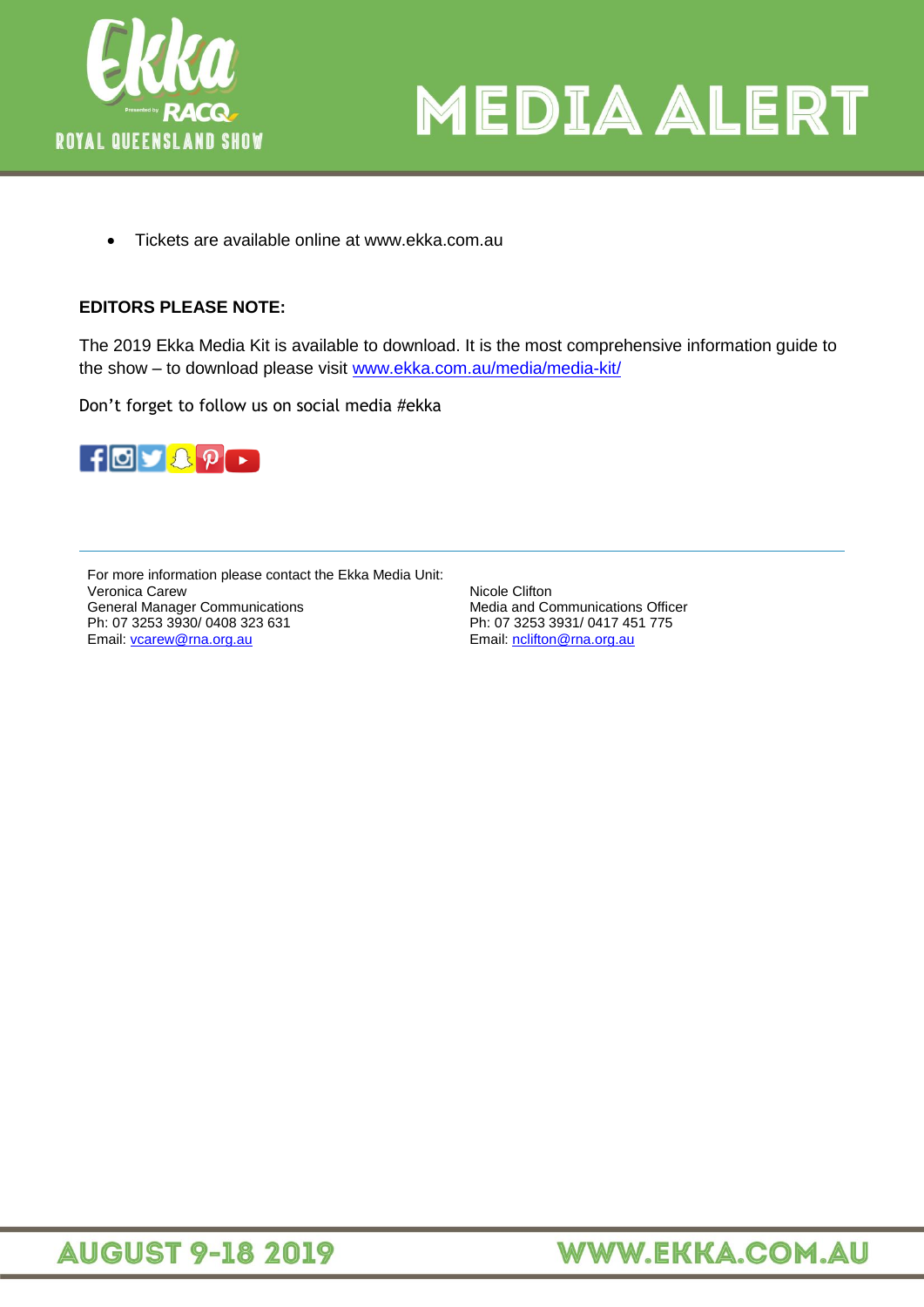- Tickets are available online at www.ekka.com.au

**EDITORS PLEASE NOTE:**

The 2019 Ekka Media Kit is available to download. It is the most comprehensive information guide to the show – to download please visit www.ekka.com.au/media/media-kit/

Don't forget to follow us on social media #ekka

---

For more information please contact the Ekka Media Unit:

Veronica Carew
General Manager Communications
Ph: 07 3253 3930/ 0408 323 631
Email: vcarew@rna.org.au

Nicole Clifton
Media and Communications Officer
Ph: 07 3253 3931/ 0417 451 775
Email: nclifton@rna.org.au